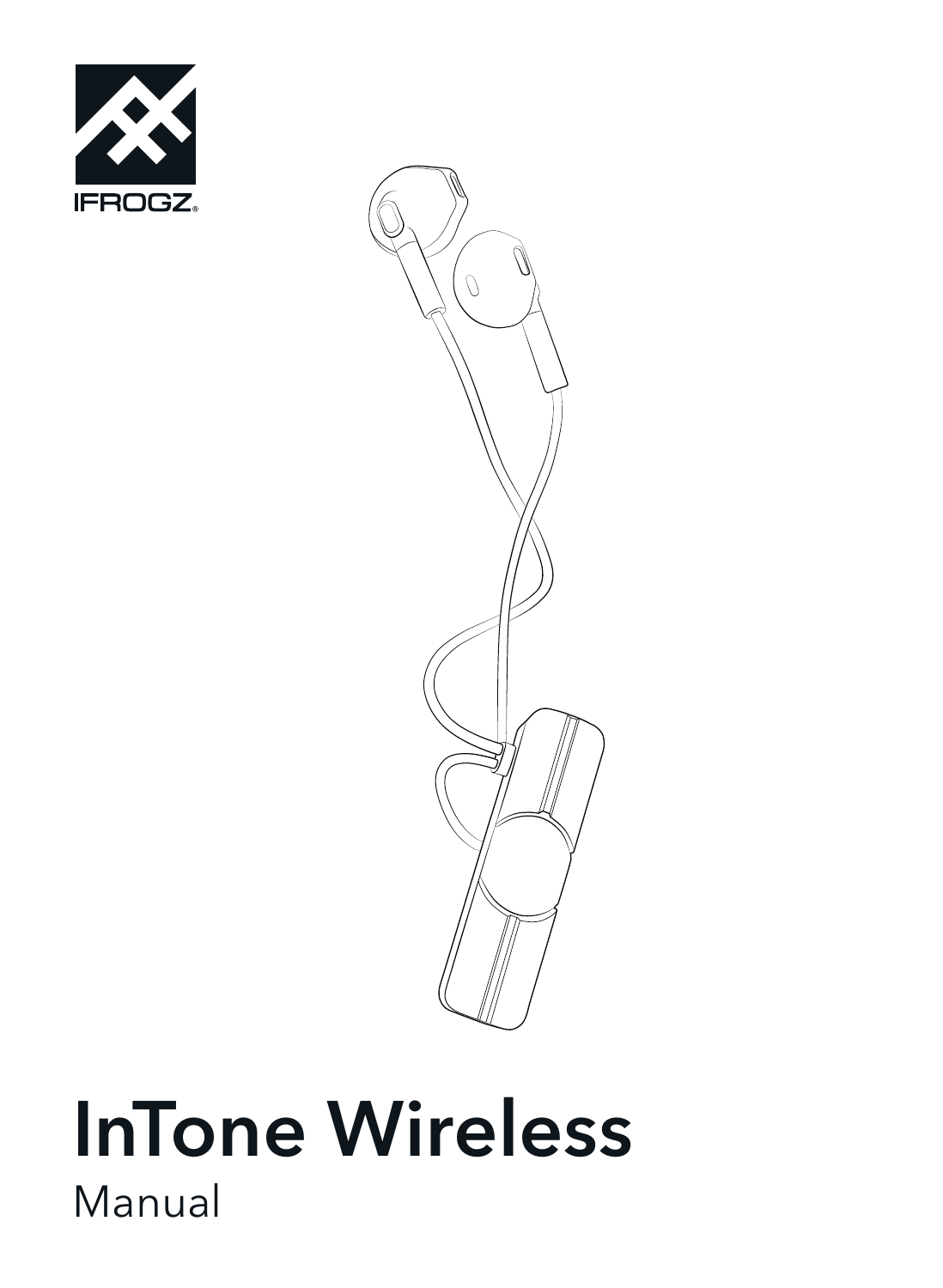IFROGZ®

# InTone Wireless

Manual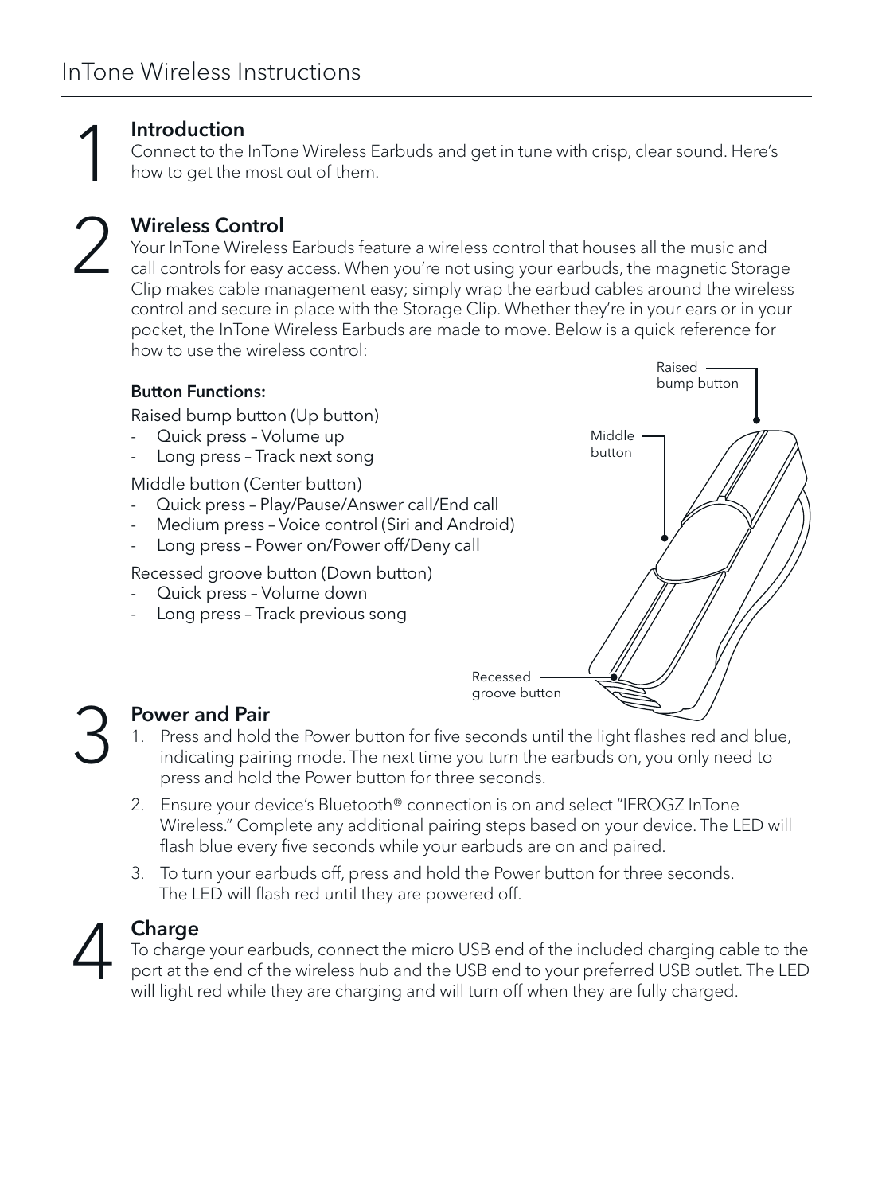# InTone Wireless Instructions

## 1 Introduction

Connect to the InTone Wireless Earbuds and get in tune with crisp, clear sound. Here's how to get the most out of them.

## 2 Wireless Control

Your InTone Wireless Earbuds feature a wireless control that houses all the music and call controls for easy access. When you're not using your earbuds, the magnetic Storage Clip makes cable management easy; simply wrap the earbud cables around the wireless control and secure in place with the Storage Clip. Whether they're in your ears or in your pocket, the InTone Wireless Earbuds are made to move. Below is a quick reference for how to use the wireless control:

**Button Functions:**

Raised bump button (Up button)

- Quick press – Volume up
- Long press – Track next song

Middle button (Center button)

- Quick press – Play/Pause/Answer call/End call
- Medium press – Voice control (Siri and Android)
- Long press – Power on/Power off/Deny call

Recessed groove button (Down button)

- Quick press – Volume down
- Long press – Track previous song

Raised bump button

Middle button

Recessed groove button

## 3 Power and Pair

1. Press and hold the Power button for five seconds until the light flashes red and blue, indicating pairing mode. The next time you turn the earbuds on, you only need to press and hold the Power button for three seconds.
2. Ensure your device's Bluetooth® connection is on and select "IFROGZ InTone Wireless." Complete any additional pairing steps based on your device. The LED will flash blue every five seconds while your earbuds are on and paired.
3. To turn your earbuds off, press and hold the Power button for three seconds. The LED will flash red until they are powered off.

## 4 Charge

To charge your earbuds, connect the micro USB end of the included charging cable to the port at the end of the wireless hub and the USB end to your preferred USB outlet. The LED will light red while they are charging and will turn off when they are fully charged.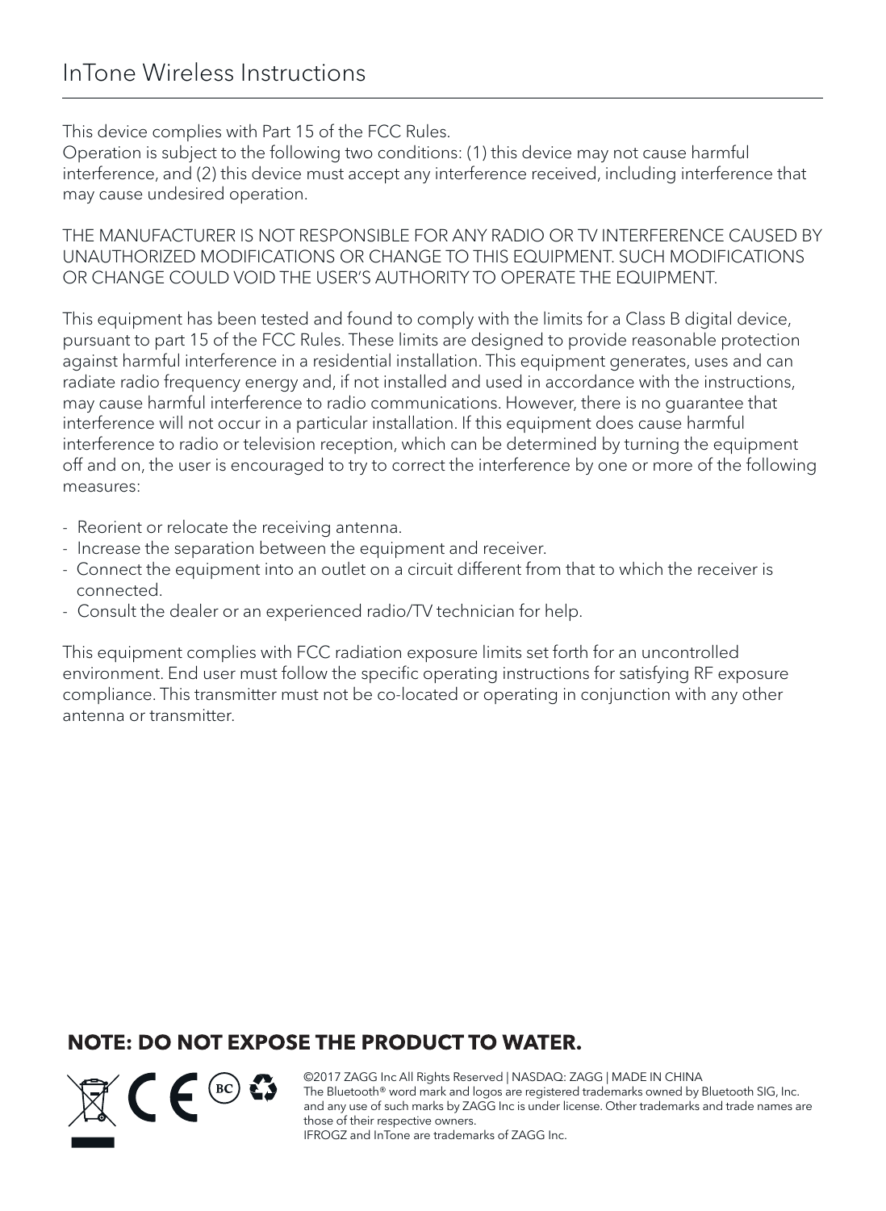# InTone Wireless Instructions

This device complies with Part 15 of the FCC Rules.
Operation is subject to the following two conditions: (1) this device may not cause harmful interference, and (2) this device must accept any interference received, including interference that may cause undesired operation.

THE MANUFACTURER IS NOT RESPONSIBLE FOR ANY RADIO OR TV INTERFERENCE CAUSED BY UNAUTHORIZED MODIFICATIONS OR CHANGE TO THIS EQUIPMENT. SUCH MODIFICATIONS OR CHANGE COULD VOID THE USER'S AUTHORITY TO OPERATE THE EQUIPMENT.

This equipment has been tested and found to comply with the limits for a Class B digital device, pursuant to part 15 of the FCC Rules. These limits are designed to provide reasonable protection against harmful interference in a residential installation. This equipment generates, uses and can radiate radio frequency energy and, if not installed and used in accordance with the instructions, may cause harmful interference to radio communications. However, there is no guarantee that interference will not occur in a particular installation. If this equipment does cause harmful interference to radio or television reception, which can be determined by turning the equipment off and on, the user is encouraged to try to correct the interference by one or more of the following measures:

- Reorient or relocate the receiving antenna.
- Increase the separation between the equipment and receiver.
- Connect the equipment into an outlet on a circuit different from that to which the receiver is connected.
- Consult the dealer or an experienced radio/TV technician for help.

This equipment complies with FCC radiation exposure limits set forth for an uncontrolled environment. End user must follow the specific operating instructions for satisfying RF exposure compliance. This transmitter must not be co-located or operating in conjunction with any other antenna or transmitter.

**NOTE: DO NOT EXPOSE THE PRODUCT TO WATER.**

©2017 ZAGG Inc All Rights Reserved | NASDAQ: ZAGG | MADE IN CHINA
The Bluetooth® word mark and logos are registered trademarks owned by Bluetooth SIG, Inc. and any use of such marks by ZAGG Inc is under license. Other trademarks and trade names are those of their respective owners.
IFROGZ and InTone are trademarks of ZAGG Inc.